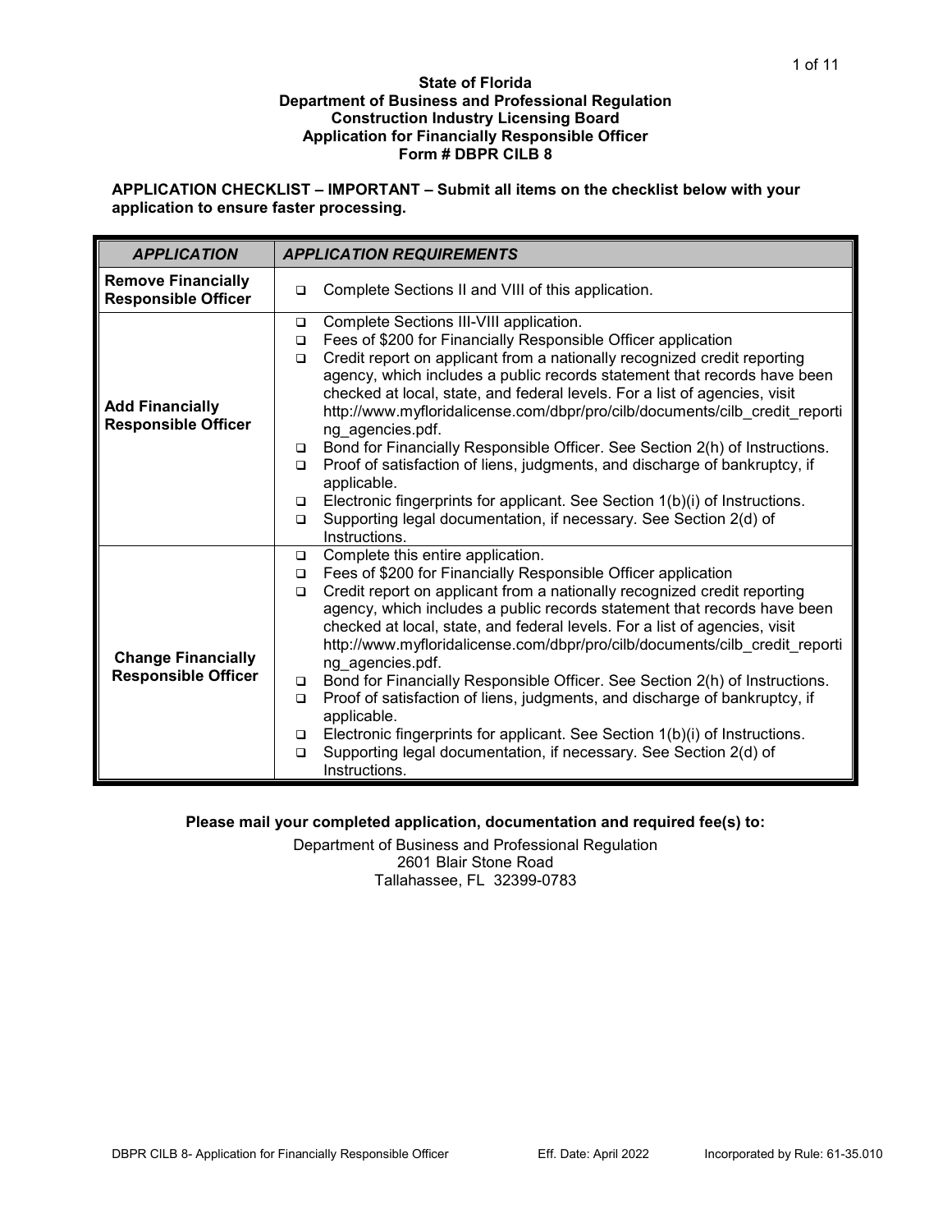**State of Florida**
**Department of Business and Professional Regulation**
**Construction Industry Licensing Board**
**Application for Financially Responsible Officer**
**Form # DBPR CILB 8**

**APPLICATION CHECKLIST – IMPORTANT – Submit all items on the checklist below with your application to ensure faster processing.**

| *APPLICATION* | *APPLICATION REQUIREMENTS* |
|---|---|
| **Remove Financially Responsible Officer** | ❑ Complete Sections II and VIII of this application. |
| **Add Financially Responsible Officer** | ❑ Complete Sections III-VIII application.<br>❑ Fees of $200 for Financially Responsible Officer application<br>❑ Credit report on applicant from a nationally recognized credit reporting agency, which includes a public records statement that records have been checked at local, state, and federal levels. For a list of agencies, visit http://www.myfloridalicense.com/dbpr/pro/cilb/documents/cilb_credit_reporting_agencies.pdf.<br>❑ Bond for Financially Responsible Officer. See Section 2(h) of Instructions.<br>❑ Proof of satisfaction of liens, judgments, and discharge of bankruptcy, if applicable.<br>❑ Electronic fingerprints for applicant. See Section 1(b)(i) of Instructions.<br>❑ Supporting legal documentation, if necessary. See Section 2(d) of Instructions. |
| **Change Financially Responsible Officer** | ❑ Complete this entire application.<br>❑ Fees of $200 for Financially Responsible Officer application<br>❑ Credit report on applicant from a nationally recognized credit reporting agency, which includes a public records statement that records have been checked at local, state, and federal levels. For a list of agencies, visit http://www.myfloridalicense.com/dbpr/pro/cilb/documents/cilb_credit_reporting_agencies.pdf.<br>❑ Bond for Financially Responsible Officer. See Section 2(h) of Instructions.<br>❑ Proof of satisfaction of liens, judgments, and discharge of bankruptcy, if applicable.<br>❑ Electronic fingerprints for applicant. See Section 1(b)(i) of Instructions.<br>❑ Supporting legal documentation, if necessary. See Section 2(d) of Instructions. |

**Please mail your completed application, documentation and required fee(s) to:**

Department of Business and Professional Regulation
2601 Blair Stone Road
Tallahassee, FL 32399-0783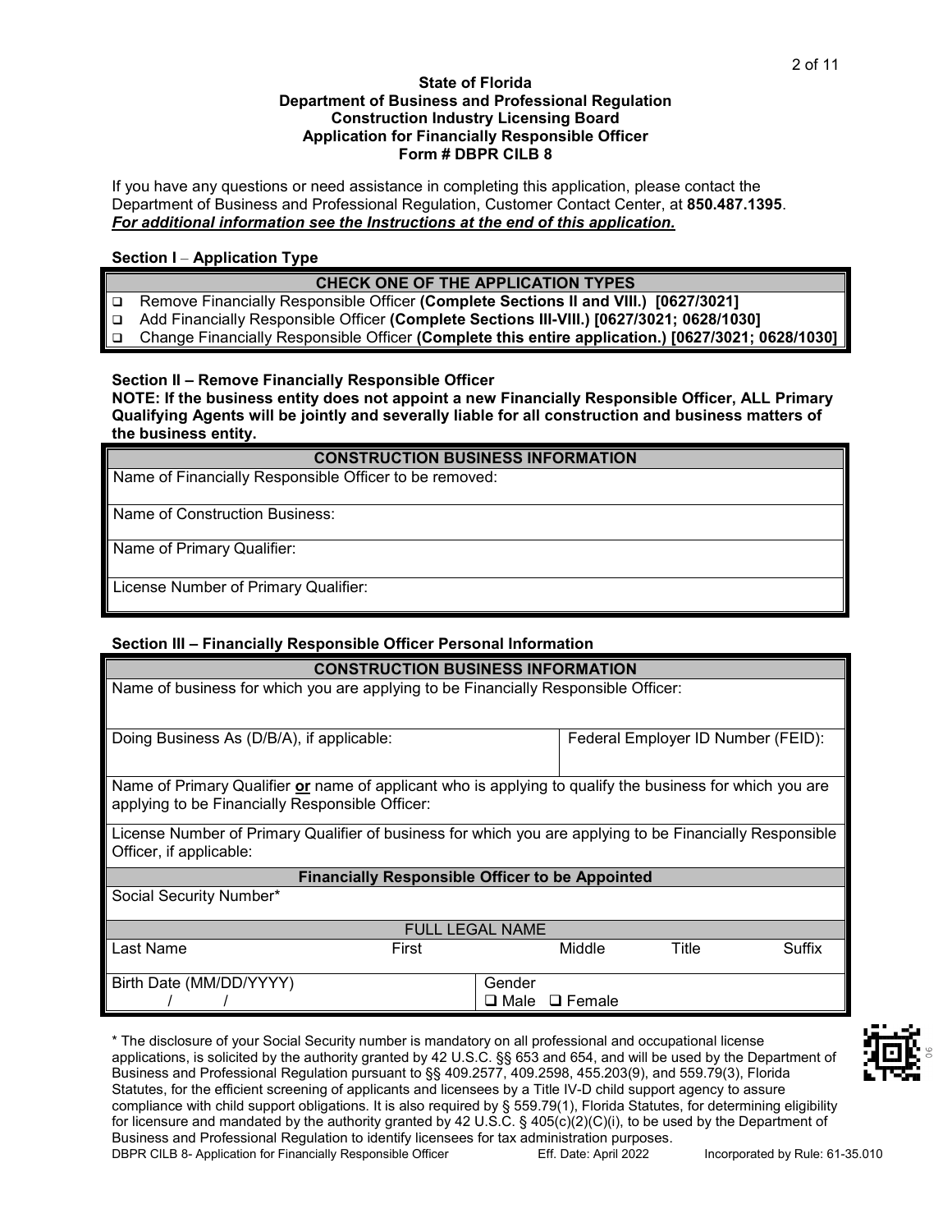**State of Florida**
**Department of Business and Professional Regulation**
**Construction Industry Licensing Board**
**Application for Financially Responsible Officer**
**Form # DBPR CILB 8**

If you have any questions or need assistance in completing this application, please contact the Department of Business and Professional Regulation, Customer Contact Center, at **850.487.1395**.
***For additional information see the Instructions at the end of this application.***

**Section I – Application Type**

| CHECK ONE OF THE APPLICATION TYPES |
|---|
| ❑ Remove Financially Responsible Officer **(Complete Sections II and VIII.) [0627/3021]** |
| ❑ Add Financially Responsible Officer **(Complete Sections III-VIII.) [0627/3021; 0628/1030]** |
| ❑ Change Financially Responsible Officer **(Complete this entire application.) [0627/3021; 0628/1030]** |

**Section II – Remove Financially Responsible Officer**
**NOTE: If the business entity does not appoint a new Financially Responsible Officer, ALL Primary Qualifying Agents will be jointly and severally liable for all construction and business matters of the business entity.**

| CONSTRUCTION BUSINESS INFORMATION |
|---|
| Name of Financially Responsible Officer to be removed: |
| Name of Construction Business: |
| Name of Primary Qualifier: |
| License Number of Primary Qualifier: |

**Section III – Financially Responsible Officer Personal Information**

| CONSTRUCTION BUSINESS INFORMATION | | | | |
|---|---|---|---|---|
| Name of business for which you are applying to be Financially Responsible Officer: | | | | |
| Doing Business As (D/B/A), if applicable: | | | Federal Employer ID Number (FEID): | |
| Name of Primary Qualifier **or** name of applicant who is applying to qualify the business for which you are applying to be Financially Responsible Officer: | | | | |
| License Number of Primary Qualifier of business for which you are applying to be Financially Responsible Officer, if applicable: | | | | |
| **Financially Responsible Officer to be Appointed** | | | | |
| Social Security Number* | | | | |
| FULL LEGAL NAME | | | | |
| Last Name | First | Middle | Title | Suffix |
| Birth Date (MM/DD/YYYY) / / | | Gender ❑ Male ❑ Female | | |

\* The disclosure of your Social Security number is mandatory on all professional and occupational license applications, is solicited by the authority granted by 42 U.S.C. §§ 653 and 654, and will be used by the Department of Business and Professional Regulation pursuant to §§ 409.2577, 409.2598, 455.203(9), and 559.79(3), Florida Statutes, for the efficient screening of applicants and licensees by a Title IV-D child support agency to assure compliance with child support obligations. It is also required by § 559.79(1), Florida Statutes, for determining eligibility for licensure and mandated by the authority granted by 42 U.S.C. § 405(c)(2)(C)(i), to be used by the Department of Business and Professional Regulation to identify licensees for tax administration purposes.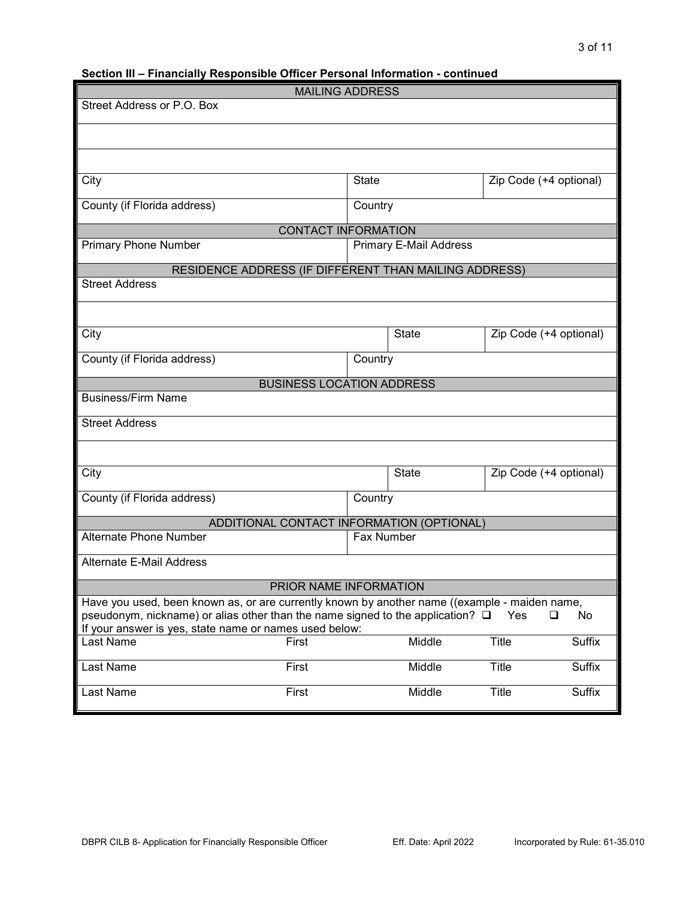### Section III – Financially Responsible Officer Personal Information - continued

| MAILING ADDRESS | | |
|---|---|---|
| Street Address or P.O. Box | | |
| | | |
| | | |
| City | State | Zip Code (+4 optional) |
| County (if Florida address) | Country | |

| CONTACT INFORMATION | |
|---|---|
| Primary Phone Number | Primary E-Mail Address |

| RESIDENCE ADDRESS (IF DIFFERENT THAN MAILING ADDRESS) | | |
|---|---|---|
| Street Address | | |
| | | |
| City | State | Zip Code (+4 optional) |
| County (if Florida address) | Country | |

| BUSINESS LOCATION ADDRESS | | |
|---|---|---|
| Business/Firm Name | | |
| Street Address | | |
| | | |
| City | State | Zip Code (+4 optional) |
| County (if Florida address) | Country | |

| ADDITIONAL CONTACT INFORMATION (OPTIONAL) | |
|---|---|
| Alternate Phone Number | Fax Number |
| Alternate E-Mail Address | |

**PRIOR NAME INFORMATION**

Have you used, been known as, or are currently known by another name ((example - maiden name, pseudonym, nickname) or alias other than the name signed to the application? ☐ Yes ☐ No

If your answer is yes, state name or names used below:

| Last Name | First | Middle | Title | Suffix |
|---|---|---|---|---|
| Last Name | First | Middle | Title | Suffix |
| Last Name | First | Middle | Title | Suffix |

DBPR CILB 8- Application for Financially Responsible Officer Eff. Date: April 2022 Incorporated by Rule: 61-35.010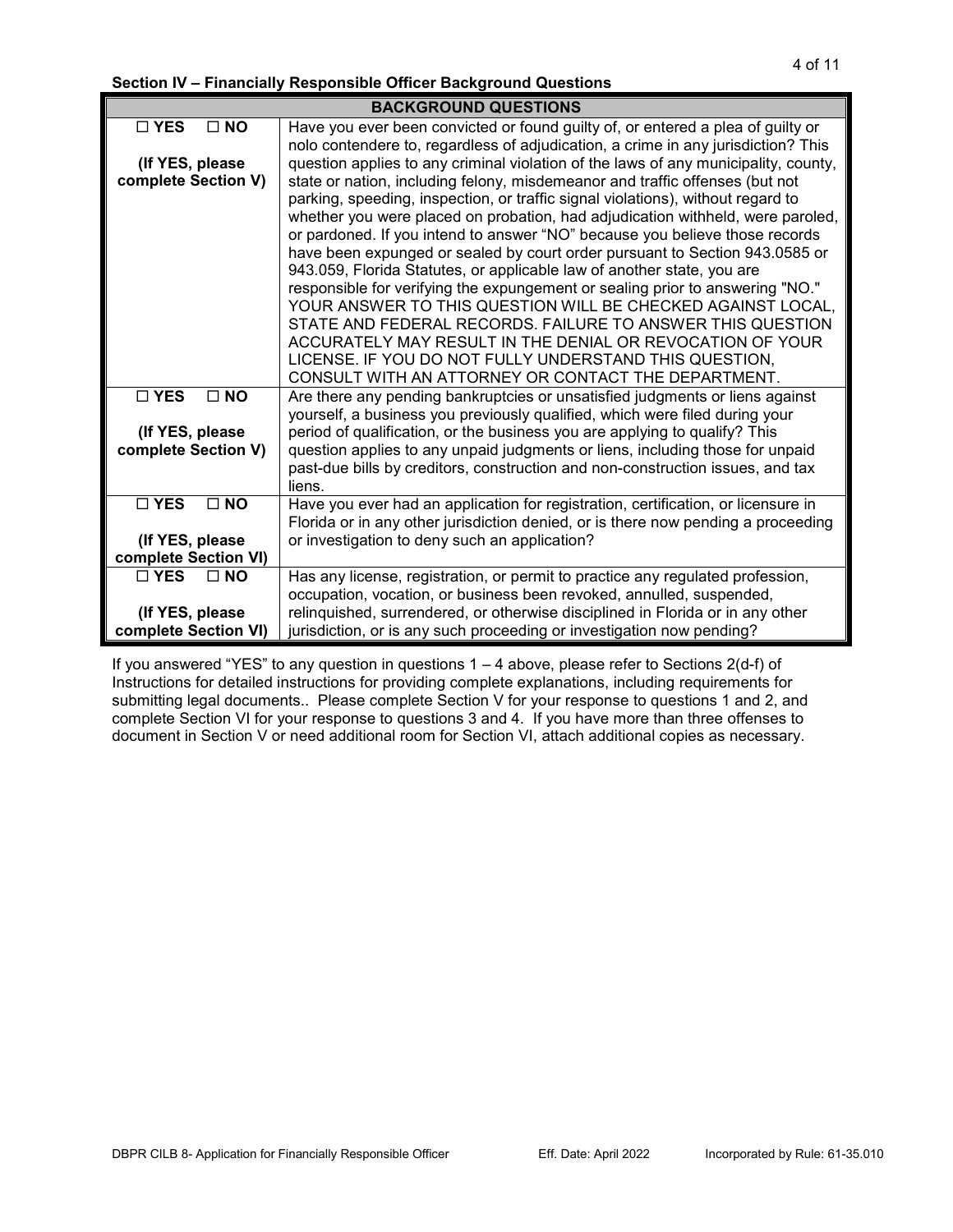**Section IV – Financially Responsible Officer Background Questions**

| BACKGROUND QUESTIONS | |
|---|---|
| ☐ YES ☐ NO<br><br>**(If YES, please complete Section V)** | Have you ever been convicted or found guilty of, or entered a plea of guilty or nolo contendere to, regardless of adjudication, a crime in any jurisdiction? This question applies to any criminal violation of the laws of any municipality, county, state or nation, including felony, misdemeanor and traffic offenses (but not parking, speeding, inspection, or traffic signal violations), without regard to whether you were placed on probation, had adjudication withheld, were paroled, or pardoned. If you intend to answer "NO" because you believe those records have been expunged or sealed by court order pursuant to Section 943.0585 or 943.059, Florida Statutes, or applicable law of another state, you are responsible for verifying the expungement or sealing prior to answering "NO." YOUR ANSWER TO THIS QUESTION WILL BE CHECKED AGAINST LOCAL, STATE AND FEDERAL RECORDS. FAILURE TO ANSWER THIS QUESTION ACCURATELY MAY RESULT IN THE DENIAL OR REVOCATION OF YOUR LICENSE. IF YOU DO NOT FULLY UNDERSTAND THIS QUESTION, CONSULT WITH AN ATTORNEY OR CONTACT THE DEPARTMENT. |
| ☐ YES ☐ NO<br><br>**(If YES, please complete Section V)** | Are there any pending bankruptcies or unsatisfied judgments or liens against yourself, a business you previously qualified, which were filed during your period of qualification, or the business you are applying to qualify? This question applies to any unpaid judgments or liens, including those for unpaid past-due bills by creditors, construction and non-construction issues, and tax liens. |
| ☐ YES ☐ NO<br><br>**(If YES, please complete Section VI)** | Have you ever had an application for registration, certification, or licensure in Florida or in any other jurisdiction denied, or is there now pending a proceeding or investigation to deny such an application? |
| ☐ YES ☐ NO<br><br>**(If YES, please complete Section VI)** | Has any license, registration, or permit to practice any regulated profession, occupation, vocation, or business been revoked, annulled, suspended, relinquished, surrendered, or otherwise disciplined in Florida or in any other jurisdiction, or is any such proceeding or investigation now pending? |

If you answered "YES" to any question in questions 1 – 4 above, please refer to Sections 2(d-f) of Instructions for detailed instructions for providing complete explanations, including requirements for submitting legal documents.. Please complete Section V for your response to questions 1 and 2, and complete Section VI for your response to questions 3 and 4. If you have more than three offenses to document in Section V or need additional room for Section VI, attach additional copies as necessary.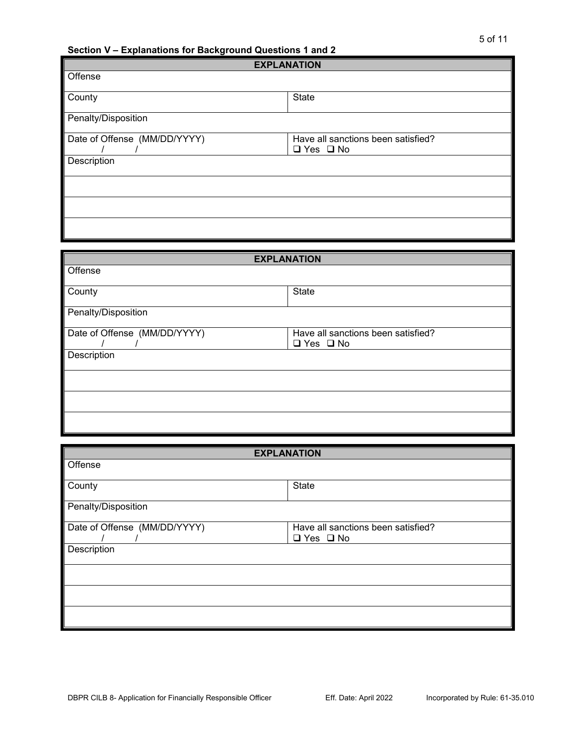### Section V – Explanations for Background Questions 1 and 2

| EXPLANATION | |
|---|---|
| Offense | |
| County | State |
| Penalty/Disposition | |
| Date of Offense (MM/DD/YYYY)<br>/ / | Have all sanctions been satisfied?<br>❑ Yes ❑ No |
| Description | |
| | |
| | |
| | |

| EXPLANATION | |
|---|---|
| Offense | |
| County | State |
| Penalty/Disposition | |
| Date of Offense (MM/DD/YYYY)<br>/ / | Have all sanctions been satisfied?<br>❑ Yes ❑ No |
| Description | |
| | |
| | |
| | |

| EXPLANATION | |
|---|---|
| Offense | |
| County | State |
| Penalty/Disposition | |
| Date of Offense (MM/DD/YYYY)<br>/ / | Have all sanctions been satisfied?<br>❑ Yes ❑ No |
| Description | |
| | |
| | |
| | |

DBPR CILB 8- Application for Financially Responsible Officer Eff. Date: April 2022 Incorporated by Rule: 61-35.010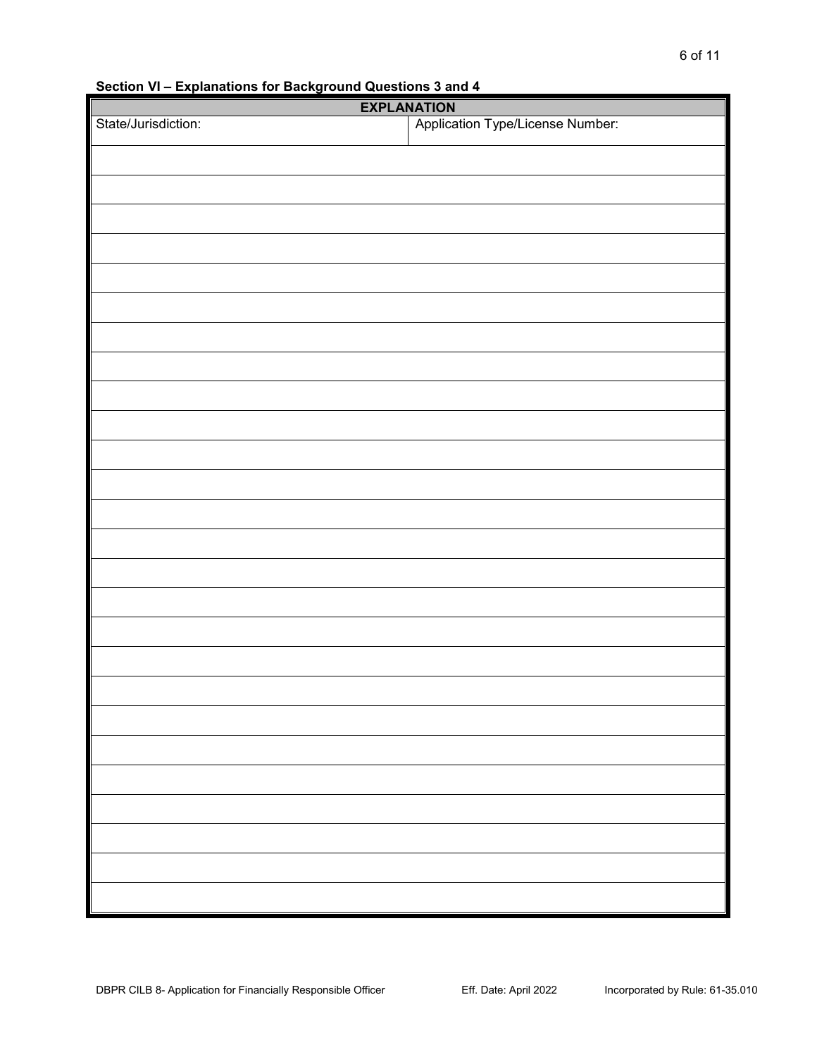**Section VI – Explanations for Background Questions 3 and 4**

| EXPLANATION | |
|---|---|
| State/Jurisdiction: | Application Type/License Number: |
| | |
| | |
| | |
| | |
| | |
| | |
| | |
| | |
| | |
| | |
| | |
| | |
| | |
| | |
| | |
| | |
| | |
| | |
| | |
| | |
| | |
| | |
| | |
| | |
| | |
| | |

DBPR CILB 8- Application for Financially Responsible Officer    Eff. Date: April 2022    Incorporated by Rule: 61-35.010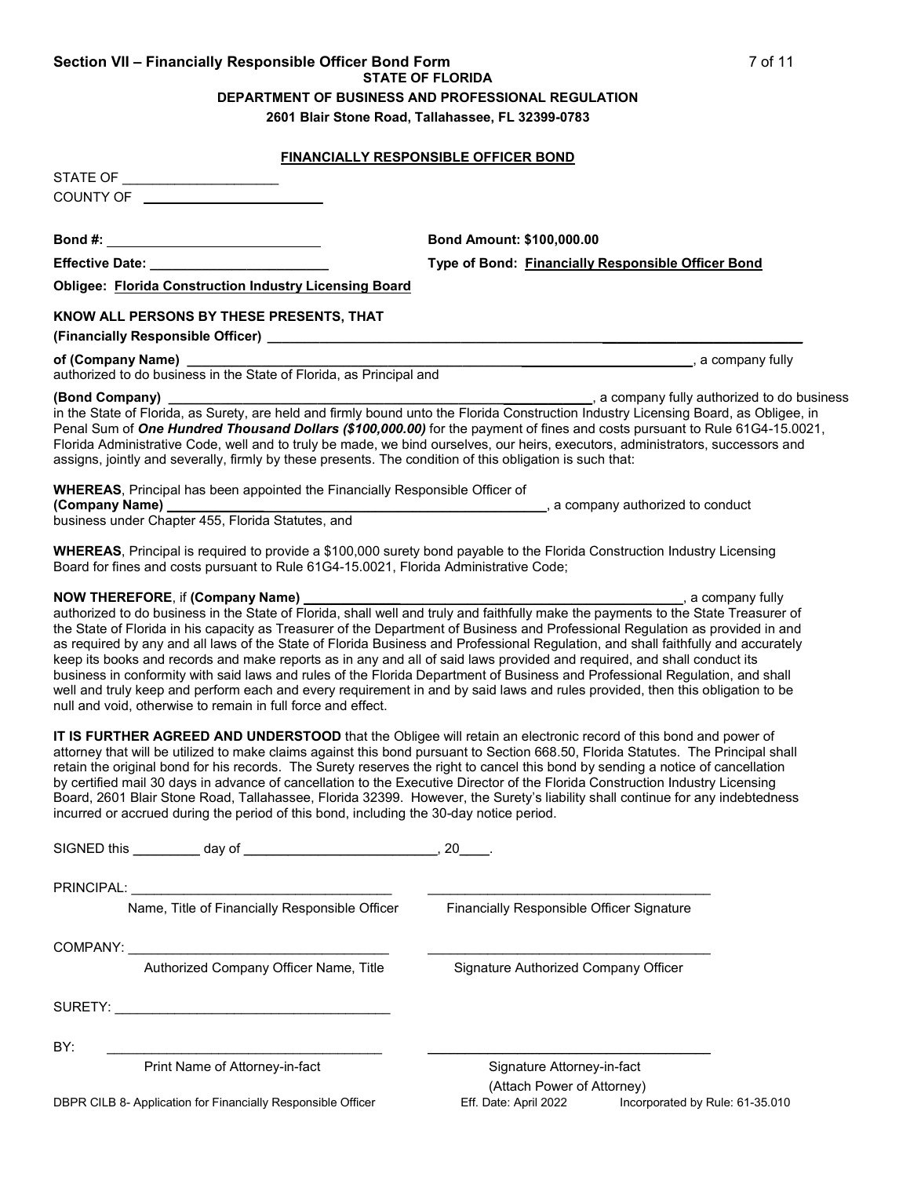## Section VII – Financially Responsible Officer Bond Form

**STATE OF FLORIDA**

**DEPARTMENT OF BUSINESS AND PROFESSIONAL REGULATION**

**2601 Blair Stone Road, Tallahassee, FL 32399-0783**

### FINANCIALLY RESPONSIBLE OFFICER BOND

STATE OF ____________________

COUNTY OF ________________________

**Bond #:** ____________________________ **Bond Amount: $100,000.00**

**Effective Date:** ________________________ **Type of Bond: Financially Responsible Officer Bond**

**Obligee: Florida Construction Industry Licensing Board**

**KNOW ALL PERSONS BY THESE PRESENTS, THAT**

**(Financially Responsible Officer)** ______________________________________________

**of (Company Name)** ______________________________________________, a company fully authorized to do business in the State of Florida, as Principal and

**(Bond Company)** ______________________________________________, a company fully authorized to do business in the State of Florida, as Surety, are held and firmly bound unto the Florida Construction Industry Licensing Board, as Obligee, in Penal Sum of ***One Hundred Thousand Dollars ($100,000.00)*** for the payment of fines and costs pursuant to Rule 61G4-15.0021, Florida Administrative Code, well and to truly be made, we bind ourselves, our heirs, executors, administrators, successors and assigns, jointly and severally, firmly by these presents. The condition of this obligation is such that:

**WHEREAS**, Principal has been appointed the Financially Responsible Officer of **(Company Name)** ______________________________________________, a company authorized to conduct business under Chapter 455, Florida Statutes, and

**WHEREAS**, Principal is required to provide a $100,000 surety bond payable to the Florida Construction Industry Licensing Board for fines and costs pursuant to Rule 61G4-15.0021, Florida Administrative Code;

**NOW THEREFORE**, if **(Company Name)** ______________________________________________, a company fully authorized to do business in the State of Florida, shall well and truly and faithfully make the payments to the State Treasurer of the State of Florida in his capacity as Treasurer of the Department of Business and Professional Regulation as provided in and as required by any and all laws of the State of Florida Business and Professional Regulation, and shall faithfully and accurately keep its books and records and make reports as in any and all of said laws provided and required, and shall conduct its business in conformity with said laws and rules of the Florida Department of Business and Professional Regulation, and shall well and truly keep and perform each and every requirement in and by said laws and rules provided, then this obligation to be null and void, otherwise to remain in full force and effect.

**IT IS FURTHER AGREED AND UNDERSTOOD** that the Obligee will retain an electronic record of this bond and power of attorney that will be utilized to make claims against this bond pursuant to Section 668.50, Florida Statutes. The Principal shall retain the original bond for his records. The Surety reserves the right to cancel this bond by sending a notice of cancellation by certified mail 30 days in advance of cancellation to the Executive Director of the Florida Construction Industry Licensing Board, 2601 Blair Stone Road, Tallahassee, Florida 32399. However, the Surety's liability shall continue for any indebtedness incurred or accrued during the period of this bond, including the 30-day notice period.

SIGNED this _________ day of __________________________, 20____.

PRINCIPAL: ___________________________________ ______________________________________

Name, Title of Financially Responsible Officer — Financially Responsible Officer Signature

COMPANY: ___________________________________ ______________________________________

Authorized Company Officer Name, Title — Signature Authorized Company Officer

SURETY: _____________________________________

BY: _____________________________________ ______________________________________

Print Name of Attorney-in-fact — Signature Attorney-in-fact (Attach Power of Attorney)

DBPR CILB 8- Application for Financially Responsible Officer — Eff. Date: April 2022 — Incorporated by Rule: 61-35.010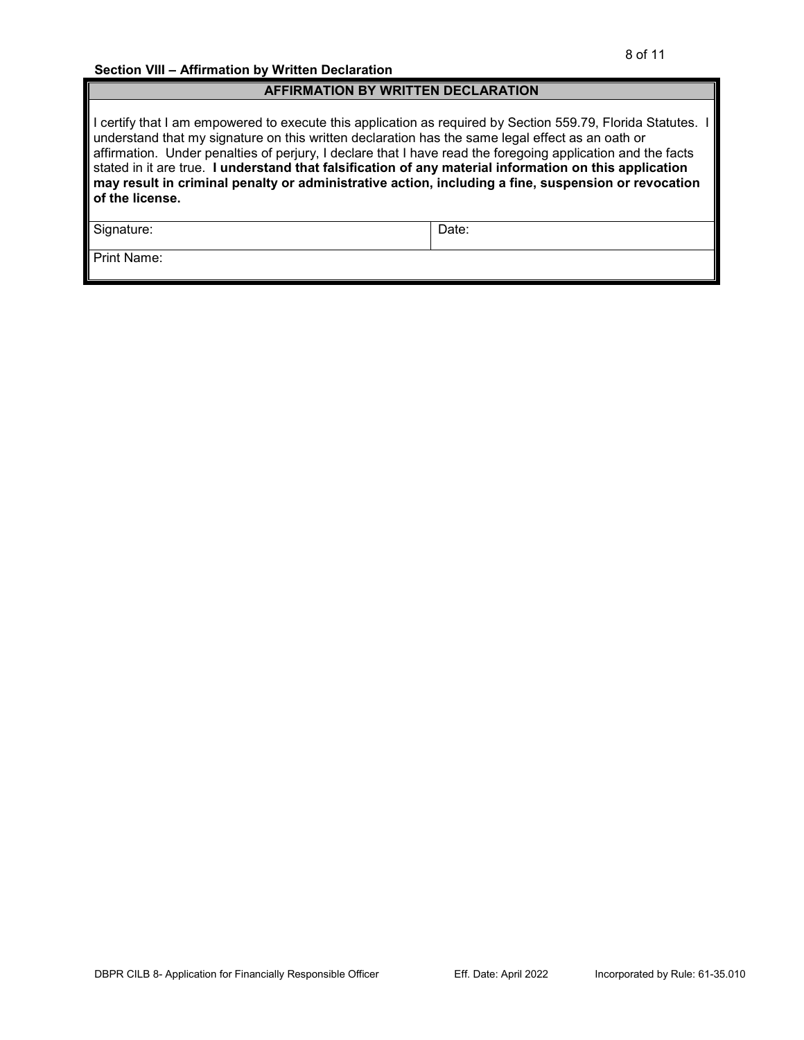**Section VIII – Affirmation by Written Declaration**

| AFFIRMATION BY WRITTEN DECLARATION | |
|---|---|
| I certify that I am empowered to execute this application as required by Section 559.79, Florida Statutes. I understand that my signature on this written declaration has the same legal effect as an oath or affirmation. Under penalties of perjury, I declare that I have read the foregoing application and the facts stated in it are true. **I understand that falsification of any material information on this application may result in criminal penalty or administrative action, including a fine, suspension or revocation of the license.** | |
| Signature: | Date: |
| Print Name: | |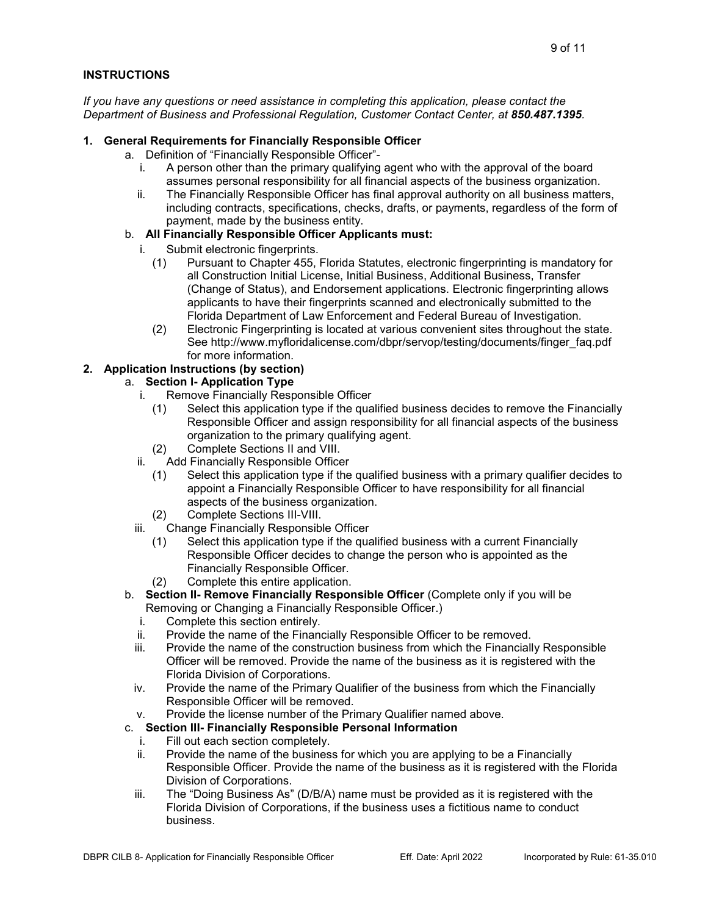## INSTRUCTIONS

*If you have any questions or need assistance in completing this application, please contact the Department of Business and Professional Regulation, Customer Contact Center, at **850.487.1395**.*

1. **General Requirements for Financially Responsible Officer**
   a. Definition of "Financially Responsible Officer"-
      i. A person other than the primary qualifying agent who with the approval of the board assumes personal responsibility for all financial aspects of the business organization.
      ii. The Financially Responsible Officer has final approval authority on all business matters, including contracts, specifications, checks, drafts, or payments, regardless of the form of payment, made by the business entity.

   b. **All Financially Responsible Officer Applicants must:**
      i. Submit electronic fingerprints.
         (1) Pursuant to Chapter 455, Florida Statutes, electronic fingerprinting is mandatory for all Construction Initial License, Initial Business, Additional Business, Transfer (Change of Status), and Endorsement applications. Electronic fingerprinting allows applicants to have their fingerprints scanned and electronically submitted to the Florida Department of Law Enforcement and Federal Bureau of Investigation.
         (2) Electronic Fingerprinting is located at various convenient sites throughout the state. See http://www.myfloridalicense.com/dbpr/servop/testing/documents/finger_faq.pdf for more information.

2. **Application Instructions (by section)**
   a. **Section I- Application Type**
      i. Remove Financially Responsible Officer
         (1) Select this application type if the qualified business decides to remove the Financially Responsible Officer and assign responsibility for all financial aspects of the business organization to the primary qualifying agent.
         (2) Complete Sections II and VIII.
      ii. Add Financially Responsible Officer
         (1) Select this application type if the qualified business with a primary qualifier decides to appoint a Financially Responsible Officer to have responsibility for all financial aspects of the business organization.
         (2) Complete Sections III-VIII.
      iii. Change Financially Responsible Officer
         (1) Select this application type if the qualified business with a current Financially Responsible Officer decides to change the person who is appointed as the Financially Responsible Officer.
         (2) Complete this entire application.

   b. **Section II- Remove Financially Responsible Officer** (Complete only if you will be Removing or Changing a Financially Responsible Officer.)
      i. Complete this section entirely.
      ii. Provide the name of the Financially Responsible Officer to be removed.
      iii. Provide the name of the construction business from which the Financially Responsible Officer will be removed. Provide the name of the business as it is registered with the Florida Division of Corporations.
      iv. Provide the name of the Primary Qualifier of the business from which the Financially Responsible Officer will be removed.
      v. Provide the license number of the Primary Qualifier named above.

   c. **Section III- Financially Responsible Personal Information**
      i. Fill out each section completely.
      ii. Provide the name of the business for which you are applying to be a Financially Responsible Officer. Provide the name of the business as it is registered with the Florida Division of Corporations.
      iii. The "Doing Business As" (D/B/A) name must be provided as it is registered with the Florida Division of Corporations, if the business uses a fictitious name to conduct business.

DBPR CILB 8- Application for Financially Responsible Officer Eff. Date: April 2022 Incorporated by Rule: 61-35.010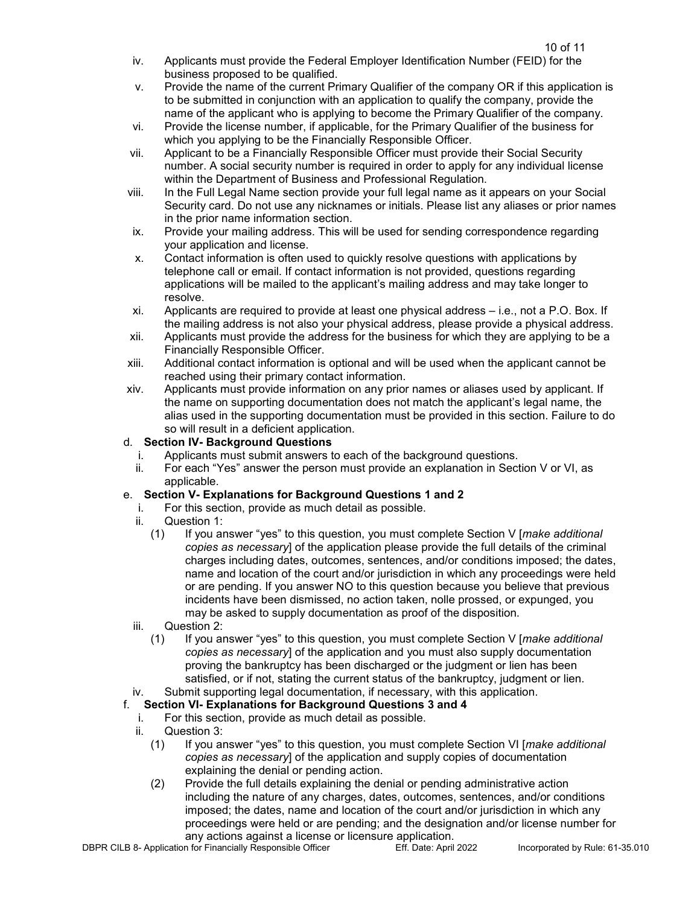iv. Applicants must provide the Federal Employer Identification Number (FEID) for the business proposed to be qualified.

v. Provide the name of the current Primary Qualifier of the company OR if this application is to be submitted in conjunction with an application to qualify the company, provide the name of the applicant who is applying to become the Primary Qualifier of the company.

vi. Provide the license number, if applicable, for the Primary Qualifier of the business for which you applying to be the Financially Responsible Officer.

vii. Applicant to be a Financially Responsible Officer must provide their Social Security number. A social security number is required in order to apply for any individual license within the Department of Business and Professional Regulation.

viii. In the Full Legal Name section provide your full legal name as it appears on your Social Security card. Do not use any nicknames or initials. Please list any aliases or prior names in the prior name information section.

ix. Provide your mailing address. This will be used for sending correspondence regarding your application and license.

x. Contact information is often used to quickly resolve questions with applications by telephone call or email. If contact information is not provided, questions regarding applications will be mailed to the applicant's mailing address and may take longer to resolve.

xi. Applicants are required to provide at least one physical address – i.e., not a P.O. Box. If the mailing address is not also your physical address, please provide a physical address.

xii. Applicants must provide the address for the business for which they are applying to be a Financially Responsible Officer.

xiii. Additional contact information is optional and will be used when the applicant cannot be reached using their primary contact information.

xiv. Applicants must provide information on any prior names or aliases used by applicant. If the name on supporting documentation does not match the applicant's legal name, the alias used in the supporting documentation must be provided in this section. Failure to do so will result in a deficient application.

d. **Section IV- Background Questions**

i. Applicants must submit answers to each of the background questions.

ii. For each "Yes" answer the person must provide an explanation in Section V or VI, as applicable.

e. **Section V- Explanations for Background Questions 1 and 2**

i. For this section, provide as much detail as possible.

ii. Question 1:

(1) If you answer "yes" to this question, you must complete Section V [*make additional copies as necessary*] of the application please provide the full details of the criminal charges including dates, outcomes, sentences, and/or conditions imposed; the dates, name and location of the court and/or jurisdiction in which any proceedings were held or are pending. If you answer NO to this question because you believe that previous incidents have been dismissed, no action taken, nolle prossed, or expunged, you may be asked to supply documentation as proof of the disposition.

iii. Question 2:

(1) If you answer "yes" to this question, you must complete Section V [*make additional copies as necessary*] of the application and you must also supply documentation proving the bankruptcy has been discharged or the judgment or lien has been satisfied, or if not, stating the current status of the bankruptcy, judgment or lien.

iv. Submit supporting legal documentation, if necessary, with this application.

f. **Section VI- Explanations for Background Questions 3 and 4**

i. For this section, provide as much detail as possible.

ii. Question 3:

(1) If you answer "yes" to this question, you must complete Section VI [*make additional copies as necessary*] of the application and supply copies of documentation explaining the denial or pending action.

(2) Provide the full details explaining the denial or pending administrative action including the nature of any charges, dates, outcomes, sentences, and/or conditions imposed; the dates, name and location of the court and/or jurisdiction in which any proceedings were held or are pending; and the designation and/or license number for any actions against a license or licensure application.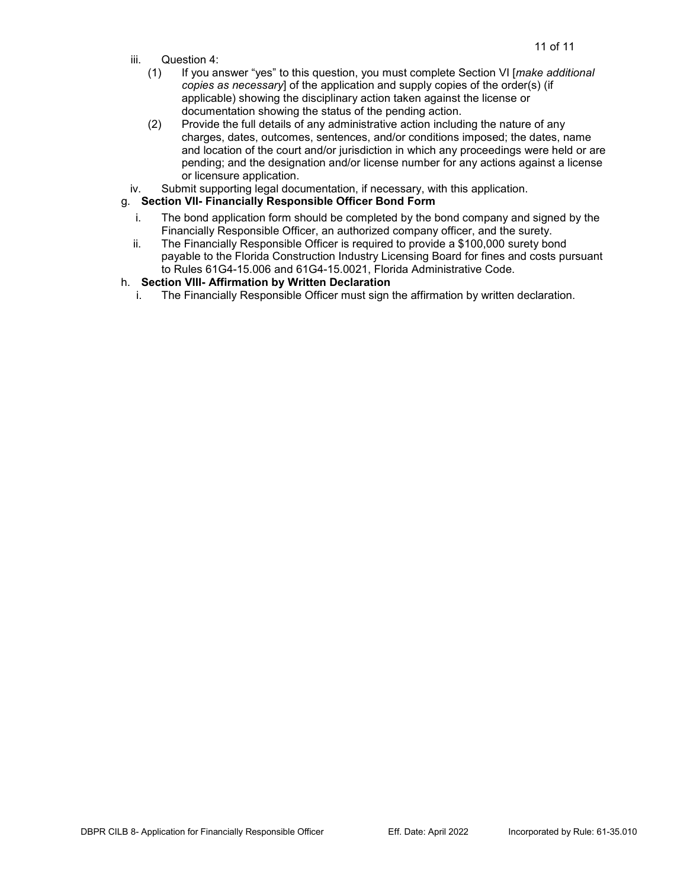iii. Question 4:

(1) If you answer "yes" to this question, you must complete Section VI [*make additional copies as necessary*] of the application and supply copies of the order(s) (if applicable) showing the disciplinary action taken against the license or documentation showing the status of the pending action.

(2) Provide the full details of any administrative action including the nature of any charges, dates, outcomes, sentences, and/or conditions imposed; the dates, name and location of the court and/or jurisdiction in which any proceedings were held or are pending; and the designation and/or license number for any actions against a license or licensure application.

iv. Submit supporting legal documentation, if necessary, with this application.

g. **Section VII- Financially Responsible Officer Bond Form**

i. The bond application form should be completed by the bond company and signed by the Financially Responsible Officer, an authorized company officer, and the surety.

ii. The Financially Responsible Officer is required to provide a $100,000 surety bond payable to the Florida Construction Industry Licensing Board for fines and costs pursuant to Rules 61G4-15.006 and 61G4-15.0021, Florida Administrative Code.

h. **Section VIII- Affirmation by Written Declaration**

i. The Financially Responsible Officer must sign the affirmation by written declaration.

DBPR CILB 8- Application for Financially Responsible Officer    Eff. Date: April 2022    Incorporated by Rule: 61-35.010